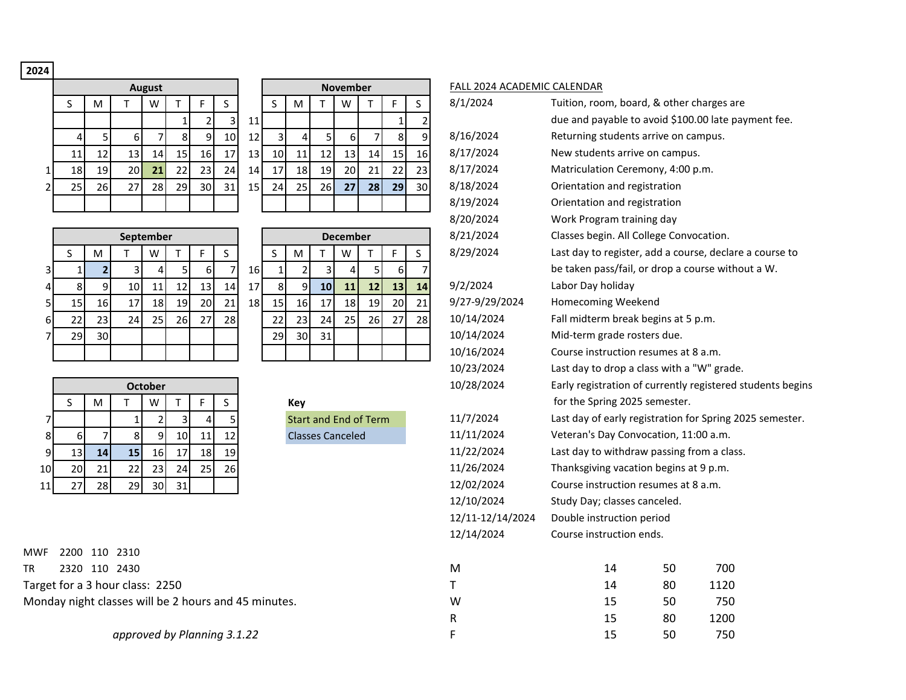**2024**

| | August | | | | | | |
|---|---|---|---|---|---|---|---|
| | S | M | T | W | T | F | S |
| | | | | | 1 | 2 | 3 |
| | 4 | 5 | 6 | 7 | 8 | 9 | 10 |
| | 11 | 12 | 13 | 14 | 15 | 16 | 17 |
| 1 | 18 | 19 | 20 | **21** | 22 | 23 | 24 |
| 2 | 25 | 26 | 27 | 28 | 29 | 30 | 31 |

| | September | | | | | | |
|---|---|---|---|---|---|---|---|
| | S | M | T | W | T | F | S |
| 3 | 1 | **2** | 3 | 4 | 5 | 6 | 7 |
| 4 | 8 | 9 | 10 | 11 | 12 | 13 | 14 |
| 5 | 15 | 16 | 17 | 18 | 19 | 20 | 21 |
| 6 | 22 | 23 | 24 | 25 | 26 | 27 | 28 |
| 7 | 29 | 30 | | | | | |

| | October | | | | | | |
|---|---|---|---|---|---|---|---|
| | S | M | T | W | T | F | S |
| 7 | | | 1 | 2 | 3 | 4 | 5 |
| 8 | 6 | 7 | 8 | 9 | 10 | 11 | 12 |
| 9 | 13 | **14** | **15** | 16 | 17 | 18 | 19 |
| 10 | 20 | 21 | 22 | 23 | 24 | 25 | 26 |
| 11 | 27 | 28 | 29 | 30 | 31 | | |

| | November | | | | | | |
|---|---|---|---|---|---|---|---|
| | S | M | T | W | T | F | S |
| 11 | | | | | | 1 | 2 |
| 12 | 3 | 4 | 5 | 6 | 7 | 8 | 9 |
| 13 | 10 | 11 | 12 | 13 | 14 | 15 | 16 |
| 14 | 17 | 18 | 19 | 20 | 21 | 22 | 23 |
| 15 | 24 | 25 | 26 | **27** | **28** | **29** | 30 |

| | December | | | | | | |
|---|---|---|---|---|---|---|---|
| | S | M | T | W | T | F | S |
| 16 | 1 | 2 | 3 | 4 | 5 | 6 | 7 |
| 17 | 8 | 9 | **10** | **11** | **12** | **13** | **14** |
| 18 | 15 | 16 | 17 | 18 | 19 | 20 | 21 |
| | 22 | 23 | 24 | 25 | 26 | 27 | 28 |
| | 29 | 30 | 31 | | | | |

**Key**

- Start and End of Term
- Classes Canceled

MWF 2200 110 2310

TR 2320 110 2430

Target for a 3 hour class: 2250

Monday night classes will be 2 hours and 45 minutes.

*approved by Planning 3.1.22*

## FALL 2024 ACADEMIC CALENDAR

| Date | Event |
|---|---|
| 8/1/2024 | Tuition, room, board, & other charges are due and payable to avoid $100.00 late payment fee. |
| 8/16/2024 | Returning students arrive on campus. |
| 8/17/2024 | New students arrive on campus. |
| 8/17/2024 | Matriculation Ceremony, 4:00 p.m. |
| 8/18/2024 | Orientation and registration |
| 8/19/2024 | Orientation and registration |
| 8/20/2024 | Work Program training day |
| 8/21/2024 | Classes begin. All College Convocation. |
| 8/29/2024 | Last day to register, add a course, declare a course to be taken pass/fail, or drop a course without a W. |
| 9/2/2024 | Labor Day holiday |
| 9/27-9/29/2024 | Homecoming Weekend |
| 10/14/2024 | Fall midterm break begins at 5 p.m. |
| 10/14/2024 | Mid-term grade rosters due. |
| 10/16/2024 | Course instruction resumes at 8 a.m. |
| 10/23/2024 | Last day to drop a class with a "W" grade. |
| 10/28/2024 | Early registration of currently registered students begins for the Spring 2025 semester. |
| 11/7/2024 | Last day of early registration for Spring 2025 semester. |
| 11/11/2024 | Veteran's Day Convocation, 11:00 a.m. |
| 11/22/2024 | Last day to withdraw passing from a class. |
| 11/26/2024 | Thanksgiving vacation begins at 9 p.m. |
| 12/02/2024 | Course instruction resumes at 8 a.m. |
| 12/10/2024 | Study Day; classes canceled. |
| 12/11-12/14/2024 | Double instruction period |
| 12/14/2024 | Course instruction ends. |

| | | | |
|---|---|---|---|
| M | 14 | 50 | 700 |
| T | 14 | 80 | 1120 |
| W | 15 | 50 | 750 |
| R | 15 | 80 | 1200 |
| F | 15 | 50 | 750 |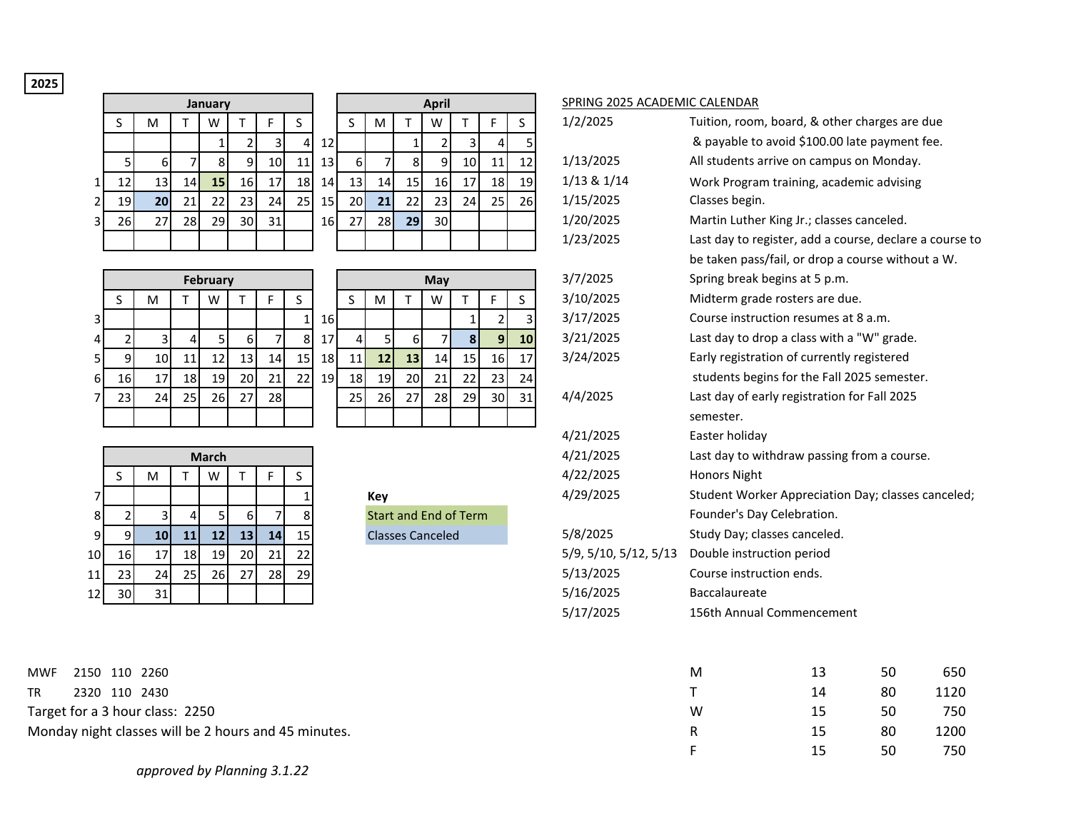**2025**

**January**

| | S | M | T | W | T | F | S |
|---|---|---|---|---|---|---|---|
| | | | | 1 | 2 | 3 | 4 |
| | 5 | 6 | 7 | 8 | 9 | 10 | 11 |
| 1 | 12 | 13 | 14 | **15** | 16 | 17 | 18 |
| 2 | 19 | **20** | 21 | 22 | 23 | 24 | 25 |
| 3 | 26 | 27 | 28 | 29 | 30 | 31 | |

**February**

| | S | M | T | W | T | F | S |
|---|---|---|---|---|---|---|---|
| 3 | | | | | | | 1 |
| 4 | 2 | 3 | 4 | 5 | 6 | 7 | 8 |
| 5 | 9 | 10 | 11 | 12 | 13 | 14 | 15 |
| 6 | 16 | 17 | 18 | 19 | 20 | 21 | 22 |
| 7 | 23 | 24 | 25 | 26 | 27 | 28 | |

**March**

| | S | M | T | W | T | F | S |
|---|---|---|---|---|---|---|---|
| 7 | | | | | | | 1 |
| 8 | 2 | 3 | 4 | 5 | 6 | 7 | 8 |
| 9 | 9 | **10** | **11** | **12** | **13** | **14** | 15 |
| 10 | 16 | 17 | 18 | 19 | 20 | 21 | 22 |
| 11 | 23 | 24 | 25 | 26 | 27 | 28 | 29 |
| 12 | 30 | 31 | | | | | |

**April**

| | S | M | T | W | T | F | S |
|---|---|---|---|---|---|---|---|
| 12 | | | 1 | 2 | 3 | 4 | 5 |
| 13 | 6 | 7 | 8 | 9 | 10 | 11 | 12 |
| 14 | 13 | 14 | 15 | 16 | 17 | 18 | 19 |
| 15 | 20 | **21** | 22 | 23 | 24 | 25 | 26 |
| 16 | 27 | 28 | **29** | 30 | | | |

**May**

| | S | M | T | W | T | F | S |
|---|---|---|---|---|---|---|---|
| 16 | | | | | 1 | 2 | 3 |
| 17 | 4 | 5 | 6 | 7 | **8** | **9** | **10** |
| 18 | 11 | **12** | **13** | 14 | 15 | 16 | 17 |
| 19 | 18 | 19 | 20 | 21 | 22 | 23 | 24 |
| | 25 | 26 | 27 | 28 | 29 | 30 | 31 |

**Key**
- Start and End of Term
- Classes Canceled

SPRING 2025 ACADEMIC CALENDAR

| | |
|---|---|
| 1/2/2025 | Tuition, room, board, & other charges are due & payable to avoid $100.00 late payment fee. |
| 1/13/2025 | All students arrive on campus on Monday. |
| 1/13 & 1/14 | Work Program training, academic advising |
| 1/15/2025 | Classes begin. |
| 1/20/2025 | Martin Luther King Jr.; classes canceled. |
| 1/23/2025 | Last day to register, add a course, declare a course to be taken pass/fail, or drop a course without a W. |
| 3/7/2025 | Spring break begins at 5 p.m. |
| 3/10/2025 | Midterm grade rosters are due. |
| 3/17/2025 | Course instruction resumes at 8 a.m. |
| 3/21/2025 | Last day to drop a class with a "W" grade. |
| 3/24/2025 | Early registration of currently registered students begins for the Fall 2025 semester. |
| 4/4/2025 | Last day of early registration for Fall 2025 semester. |
| 4/21/2025 | Easter holiday |
| 4/21/2025 | Last day to withdraw passing from a course. |
| 4/22/2025 | Honors Night |
| 4/29/2025 | Student Worker Appreciation Day; classes canceled; Founder's Day Celebration. |
| 5/8/2025 | Study Day; classes canceled. |
| 5/9, 5/10, 5/12, 5/13 | Double instruction period |
| 5/13/2025 | Course instruction ends. |
| 5/16/2025 | Baccalaureate |
| 5/17/2025 | 156th Annual Commencement |

| | | | |
|---|---|---|---|
| MWF | 2150 | 110 | 2260 |
| TR | 2320 | 110 | 2430 |

Target for a 3 hour class: 2250

Monday night classes will be 2 hours and 45 minutes.

| | | | |
|---|---|---|---|
| M | 13 | 50 | 650 |
| T | 14 | 80 | 1120 |
| W | 15 | 50 | 750 |
| R | 15 | 80 | 1200 |
| F | 15 | 50 | 750 |

*approved by Planning 3.1.22*